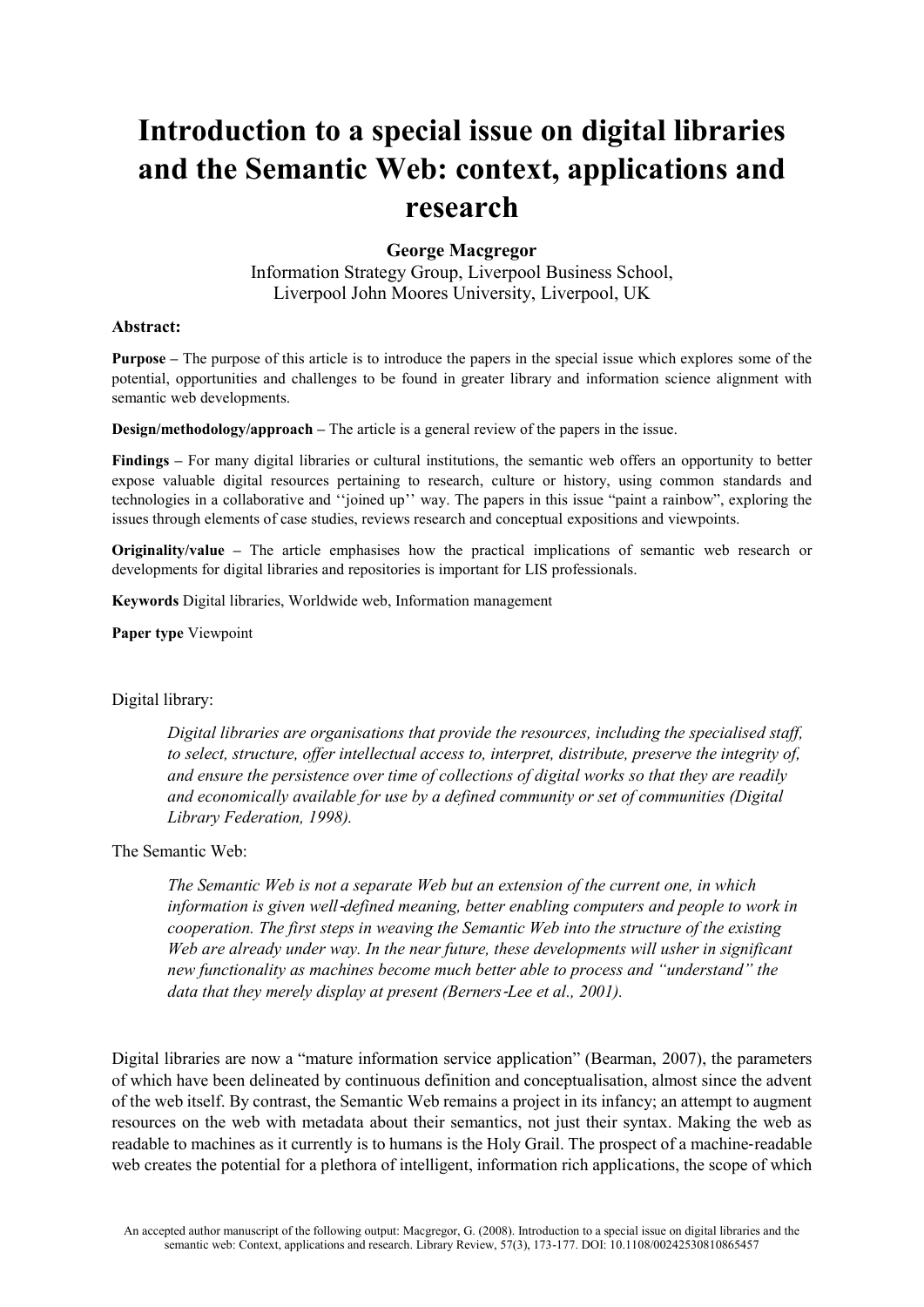# Introduction to a special issue on digital libraries and the Semantic Web: context, applications and research

**George Macgregor**

Information Strategy Group, Liverpool Business School, Liverpool John Moores University, Liverpool, UK

**Abstract:**

**Purpose –** The purpose of this article is to introduce the papers in the special issue which explores some of the potential, opportunities and challenges to be found in greater library and information science alignment with semantic web developments.

**Design/methodology/approach –** The article is a general review of the papers in the issue.

**Findings –** For many digital libraries or cultural institutions, the semantic web offers an opportunity to better expose valuable digital resources pertaining to research, culture or history, using common standards and technologies in a collaborative and ''joined up'' way. The papers in this issue "paint a rainbow", exploring the issues through elements of case studies, reviews research and conceptual expositions and viewpoints.

**Originality/value –** The article emphasises how the practical implications of semantic web research or developments for digital libraries and repositories is important for LIS professionals.

**Keywords** Digital libraries, Worldwide web, Information management

**Paper type** Viewpoint

Digital library:

> *Digital libraries are organisations that provide the resources, including the specialised staff, to select, structure, offer intellectual access to, interpret, distribute, preserve the integrity of, and ensure the persistence over time of collections of digital works so that they are readily and economically available for use by a defined community or set of communities (Digital Library Federation, 1998).*

The Semantic Web:

> *The Semantic Web is not a separate Web but an extension of the current one, in which information is given well-defined meaning, better enabling computers and people to work in cooperation. The first steps in weaving the Semantic Web into the structure of the existing Web are already under way. In the near future, these developments will usher in significant new functionality as machines become much better able to process and "understand" the data that they merely display at present (Berners-Lee et al., 2001).*

Digital libraries are now a "mature information service application" (Bearman, 2007), the parameters of which have been delineated by continuous definition and conceptualisation, almost since the advent of the web itself. By contrast, the Semantic Web remains a project in its infancy; an attempt to augment resources on the web with metadata about their semantics, not just their syntax. Making the web as readable to machines as it currently is to humans is the Holy Grail. The prospect of a machine-readable web creates the potential for a plethora of intelligent, information rich applications, the scope of which

An accepted author manuscript of the following output: Macgregor, G. (2008). Introduction to a special issue on digital libraries and the semantic web: Context, applications and research. Library Review, 57(3), 173-177. DOI: 10.1108/00242530810865457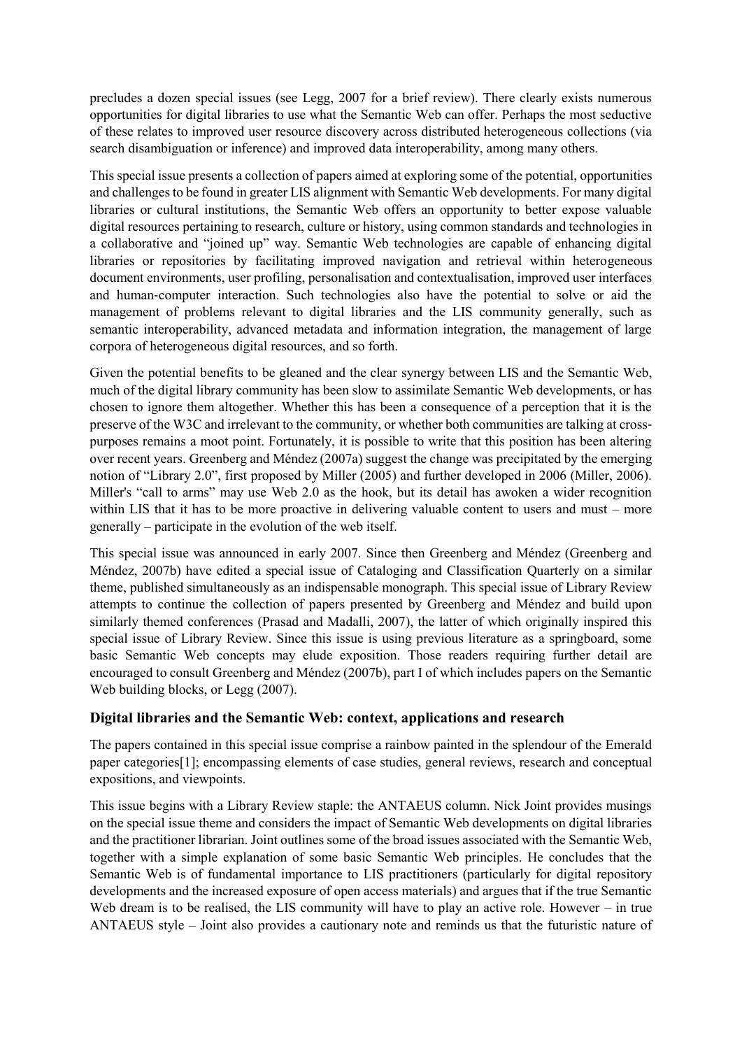precludes a dozen special issues (see Legg, 2007 for a brief review). There clearly exists numerous opportunities for digital libraries to use what the Semantic Web can offer. Perhaps the most seductive of these relates to improved user resource discovery across distributed heterogeneous collections (via search disambiguation or inference) and improved data interoperability, among many others.

This special issue presents a collection of papers aimed at exploring some of the potential, opportunities and challenges to be found in greater LIS alignment with Semantic Web developments. For many digital libraries or cultural institutions, the Semantic Web offers an opportunity to better expose valuable digital resources pertaining to research, culture or history, using common standards and technologies in a collaborative and "joined up" way. Semantic Web technologies are capable of enhancing digital libraries or repositories by facilitating improved navigation and retrieval within heterogeneous document environments, user profiling, personalisation and contextualisation, improved user interfaces and human-computer interaction. Such technologies also have the potential to solve or aid the management of problems relevant to digital libraries and the LIS community generally, such as semantic interoperability, advanced metadata and information integration, the management of large corpora of heterogeneous digital resources, and so forth.

Given the potential benefits to be gleaned and the clear synergy between LIS and the Semantic Web, much of the digital library community has been slow to assimilate Semantic Web developments, or has chosen to ignore them altogether. Whether this has been a consequence of a perception that it is the preserve of the W3C and irrelevant to the community, or whether both communities are talking at cross-purposes remains a moot point. Fortunately, it is possible to write that this position has been altering over recent years. Greenberg and Méndez (2007a) suggest the change was precipitated by the emerging notion of "Library 2.0", first proposed by Miller (2005) and further developed in 2006 (Miller, 2006). Miller's "call to arms" may use Web 2.0 as the hook, but its detail has awoken a wider recognition within LIS that it has to be more proactive in delivering valuable content to users and must – more generally – participate in the evolution of the web itself.

This special issue was announced in early 2007. Since then Greenberg and Méndez (Greenberg and Méndez, 2007b) have edited a special issue of Cataloging and Classification Quarterly on a similar theme, published simultaneously as an indispensable monograph. This special issue of Library Review attempts to continue the collection of papers presented by Greenberg and Méndez and build upon similarly themed conferences (Prasad and Madalli, 2007), the latter of which originally inspired this special issue of Library Review. Since this issue is using previous literature as a springboard, some basic Semantic Web concepts may elude exposition. Those readers requiring further detail are encouraged to consult Greenberg and Méndez (2007b), part I of which includes papers on the Semantic Web building blocks, or Legg (2007).

## Digital libraries and the Semantic Web: context, applications and research

The papers contained in this special issue comprise a rainbow painted in the splendour of the Emerald paper categories[1]; encompassing elements of case studies, general reviews, research and conceptual expositions, and viewpoints.

This issue begins with a Library Review staple: the ANTAEUS column. Nick Joint provides musings on the special issue theme and considers the impact of Semantic Web developments on digital libraries and the practitioner librarian. Joint outlines some of the broad issues associated with the Semantic Web, together with a simple explanation of some basic Semantic Web principles. He concludes that the Semantic Web is of fundamental importance to LIS practitioners (particularly for digital repository developments and the increased exposure of open access materials) and argues that if the true Semantic Web dream is to be realised, the LIS community will have to play an active role. However – in true ANTAEUS style – Joint also provides a cautionary note and reminds us that the futuristic nature of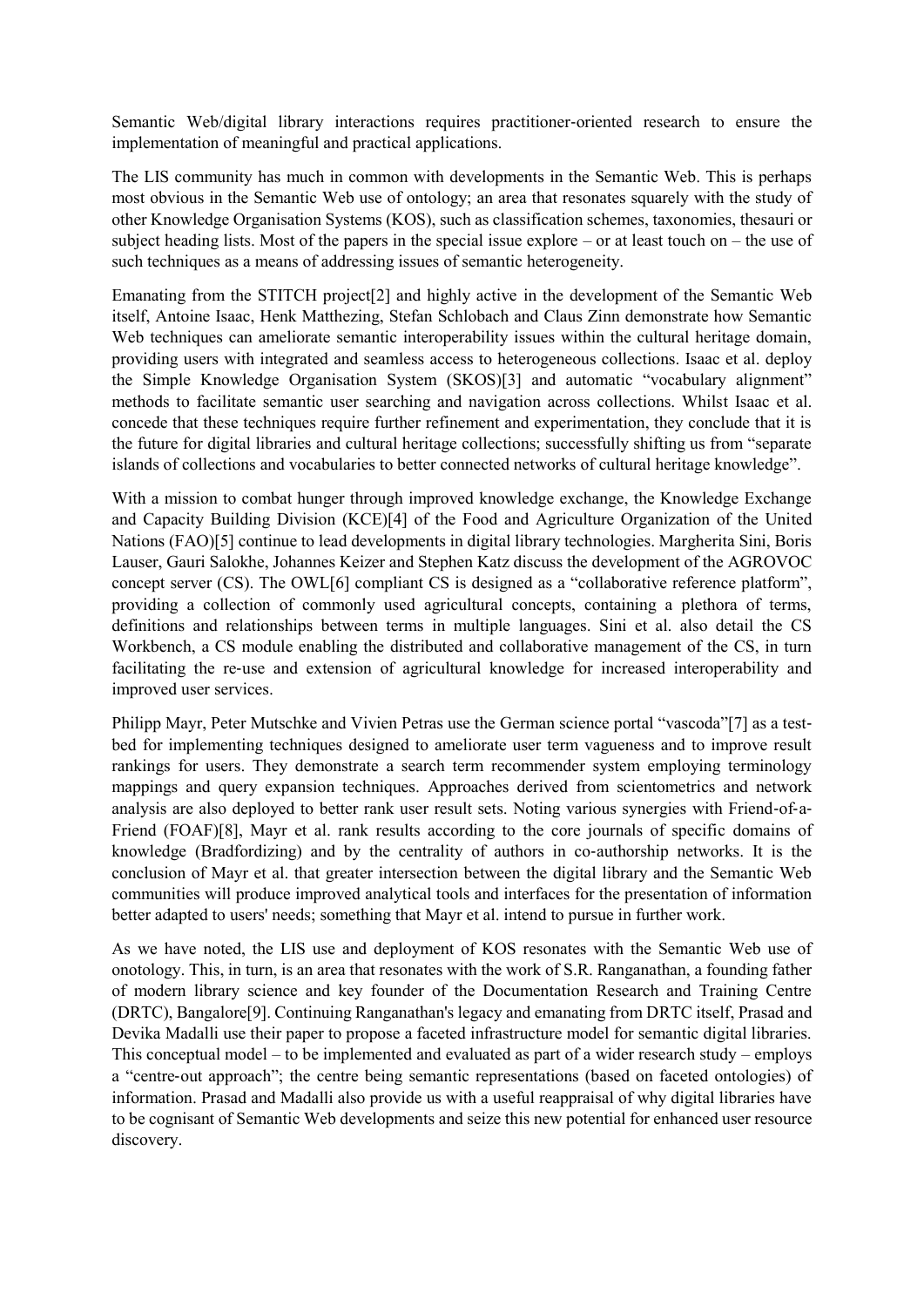Semantic Web/digital library interactions requires practitioner-oriented research to ensure the implementation of meaningful and practical applications.

The LIS community has much in common with developments in the Semantic Web. This is perhaps most obvious in the Semantic Web use of ontology; an area that resonates squarely with the study of other Knowledge Organisation Systems (KOS), such as classification schemes, taxonomies, thesauri or subject heading lists. Most of the papers in the special issue explore – or at least touch on – the use of such techniques as a means of addressing issues of semantic heterogeneity.

Emanating from the STITCH project[2] and highly active in the development of the Semantic Web itself, Antoine Isaac, Henk Matthezing, Stefan Schlobach and Claus Zinn demonstrate how Semantic Web techniques can ameliorate semantic interoperability issues within the cultural heritage domain, providing users with integrated and seamless access to heterogeneous collections. Isaac et al. deploy the Simple Knowledge Organisation System (SKOS)[3] and automatic "vocabulary alignment" methods to facilitate semantic user searching and navigation across collections. Whilst Isaac et al. concede that these techniques require further refinement and experimentation, they conclude that it is the future for digital libraries and cultural heritage collections; successfully shifting us from "separate islands of collections and vocabularies to better connected networks of cultural heritage knowledge".

With a mission to combat hunger through improved knowledge exchange, the Knowledge Exchange and Capacity Building Division (KCE)[4] of the Food and Agriculture Organization of the United Nations (FAO)[5] continue to lead developments in digital library technologies. Margherita Sini, Boris Lauser, Gauri Salokhe, Johannes Keizer and Stephen Katz discuss the development of the AGROVOC concept server (CS). The OWL[6] compliant CS is designed as a "collaborative reference platform", providing a collection of commonly used agricultural concepts, containing a plethora of terms, definitions and relationships between terms in multiple languages. Sini et al. also detail the CS Workbench, a CS module enabling the distributed and collaborative management of the CS, in turn facilitating the re-use and extension of agricultural knowledge for increased interoperability and improved user services.

Philipp Mayr, Peter Mutschke and Vivien Petras use the German science portal "vascoda"[7] as a test-bed for implementing techniques designed to ameliorate user term vagueness and to improve result rankings for users. They demonstrate a search term recommender system employing terminology mappings and query expansion techniques. Approaches derived from scientometrics and network analysis are also deployed to better rank user result sets. Noting various synergies with Friend-of-a-Friend (FOAF)[8], Mayr et al. rank results according to the core journals of specific domains of knowledge (Bradfordizing) and by the centrality of authors in co-authorship networks. It is the conclusion of Mayr et al. that greater intersection between the digital library and the Semantic Web communities will produce improved analytical tools and interfaces for the presentation of information better adapted to users' needs; something that Mayr et al. intend to pursue in further work.

As we have noted, the LIS use and deployment of KOS resonates with the Semantic Web use of onotology. This, in turn, is an area that resonates with the work of S.R. Ranganathan, a founding father of modern library science and key founder of the Documentation Research and Training Centre (DRTC), Bangalore[9]. Continuing Ranganathan's legacy and emanating from DRTC itself, Prasad and Devika Madalli use their paper to propose a faceted infrastructure model for semantic digital libraries. This conceptual model – to be implemented and evaluated as part of a wider research study – employs a "centre-out approach"; the centre being semantic representations (based on faceted ontologies) of information. Prasad and Madalli also provide us with a useful reappraisal of why digital libraries have to be cognisant of Semantic Web developments and seize this new potential for enhanced user resource discovery.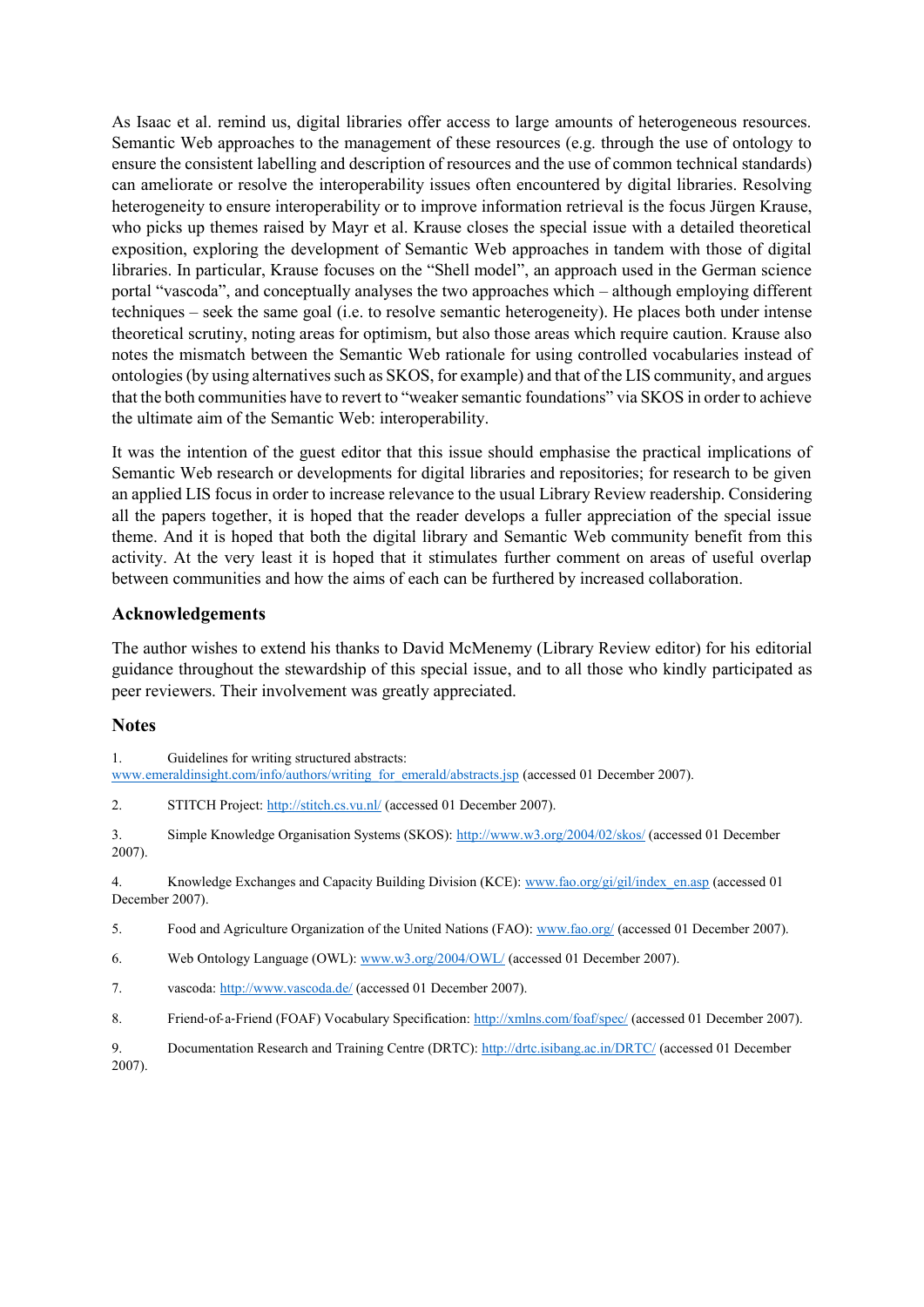As Isaac et al. remind us, digital libraries offer access to large amounts of heterogeneous resources. Semantic Web approaches to the management of these resources (e.g. through the use of ontology to ensure the consistent labelling and description of resources and the use of common technical standards) can ameliorate or resolve the interoperability issues often encountered by digital libraries. Resolving heterogeneity to ensure interoperability or to improve information retrieval is the focus Jürgen Krause, who picks up themes raised by Mayr et al. Krause closes the special issue with a detailed theoretical exposition, exploring the development of Semantic Web approaches in tandem with those of digital libraries. In particular, Krause focuses on the "Shell model", an approach used in the German science portal "vascoda", and conceptually analyses the two approaches which – although employing different techniques – seek the same goal (i.e. to resolve semantic heterogeneity). He places both under intense theoretical scrutiny, noting areas for optimism, but also those areas which require caution. Krause also notes the mismatch between the Semantic Web rationale for using controlled vocabularies instead of ontologies (by using alternatives such as SKOS, for example) and that of the LIS community, and argues that the both communities have to revert to "weaker semantic foundations" via SKOS in order to achieve the ultimate aim of the Semantic Web: interoperability.

It was the intention of the guest editor that this issue should emphasise the practical implications of Semantic Web research or developments for digital libraries and repositories; for research to be given an applied LIS focus in order to increase relevance to the usual Library Review readership. Considering all the papers together, it is hoped that the reader develops a fuller appreciation of the special issue theme. And it is hoped that both the digital library and Semantic Web community benefit from this activity. At the very least it is hoped that it stimulates further comment on areas of useful overlap between communities and how the aims of each can be furthered by increased collaboration.

### Acknowledgements

The author wishes to extend his thanks to David McMenemy (Library Review editor) for his editorial guidance throughout the stewardship of this special issue, and to all those who kindly participated as peer reviewers. Their involvement was greatly appreciated.

### Notes

1. Guidelines for writing structured abstracts: www.emeraldinsight.com/info/authors/writing_for_emerald/abstracts.jsp (accessed 01 December 2007).

2. STITCH Project: http://stitch.cs.vu.nl/ (accessed 01 December 2007).

3. Simple Knowledge Organisation Systems (SKOS): http://www.w3.org/2004/02/skos/ (accessed 01 December 2007).

4. Knowledge Exchanges and Capacity Building Division (KCE): www.fao.org/gi/gil/index_en.asp (accessed 01 December 2007).

5. Food and Agriculture Organization of the United Nations (FAO): www.fao.org/ (accessed 01 December 2007).

6. Web Ontology Language (OWL): www.w3.org/2004/OWL/ (accessed 01 December 2007).

7. vascoda: http://www.vascoda.de/ (accessed 01 December 2007).

8. Friend-of-a-Friend (FOAF) Vocabulary Specification: http://xmlns.com/foaf/spec/ (accessed 01 December 2007).

9. Documentation Research and Training Centre (DRTC): http://drtc.isibang.ac.in/DRTC/ (accessed 01 December 2007).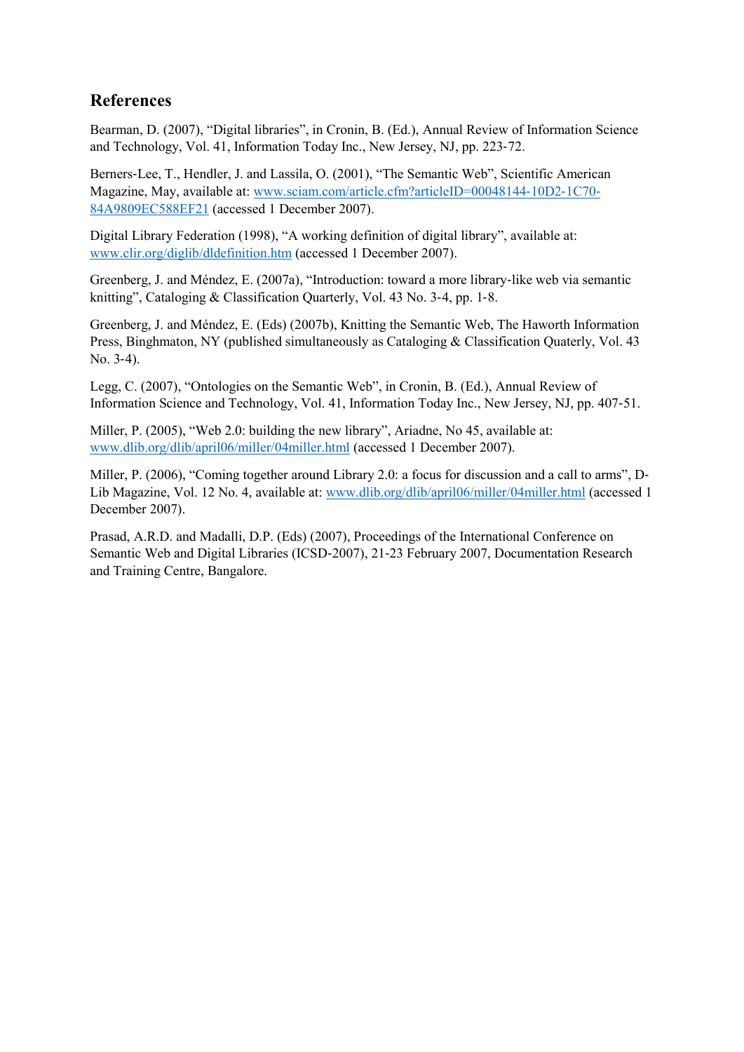## References

Bearman, D. (2007), "Digital libraries", in Cronin, B. (Ed.), Annual Review of Information Science and Technology, Vol. 41, Information Today Inc., New Jersey, NJ, pp. 223-72.

Berners-Lee, T., Hendler, J. and Lassila, O. (2001), "The Semantic Web", Scientific American Magazine, May, available at: www.sciam.com/article.cfm?articleID=00048144-10D2-1C70-84A9809EC588EF21 (accessed 1 December 2007).

Digital Library Federation (1998), "A working definition of digital library", available at: www.clir.org/diglib/dldefinition.htm (accessed 1 December 2007).

Greenberg, J. and Méndez, E. (2007a), "Introduction: toward a more library-like web via semantic knitting", Cataloging & Classification Quarterly, Vol. 43 No. 3-4, pp. 1-8.

Greenberg, J. and Méndez, E. (Eds) (2007b), Knitting the Semantic Web, The Haworth Information Press, Binghmaton, NY (published simultaneously as Cataloging & Classification Quaterly, Vol. 43 No. 3-4).

Legg, C. (2007), "Ontologies on the Semantic Web", in Cronin, B. (Ed.), Annual Review of Information Science and Technology, Vol. 41, Information Today Inc., New Jersey, NJ, pp. 407-51.

Miller, P. (2005), "Web 2.0: building the new library", Ariadne, No 45, available at: www.dlib.org/dlib/april06/miller/04miller.html (accessed 1 December 2007).

Miller, P. (2006), "Coming together around Library 2.0: a focus for discussion and a call to arms", D-Lib Magazine, Vol. 12 No. 4, available at: www.dlib.org/dlib/april06/miller/04miller.html (accessed 1 December 2007).

Prasad, A.R.D. and Madalli, D.P. (Eds) (2007), Proceedings of the International Conference on Semantic Web and Digital Libraries (ICSD-2007), 21-23 February 2007, Documentation Research and Training Centre, Bangalore.